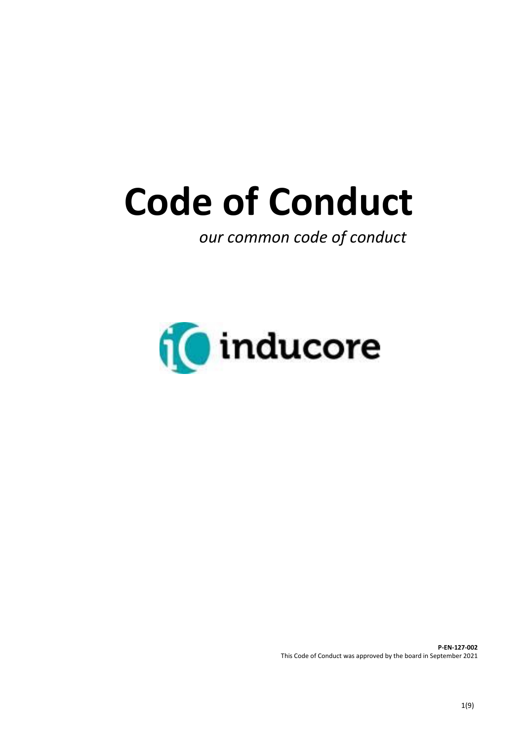# Code of Conduct

*our common code of conduct*

inducore

**P-EN-127-002**
This Code of Conduct was approved by the board in September 2021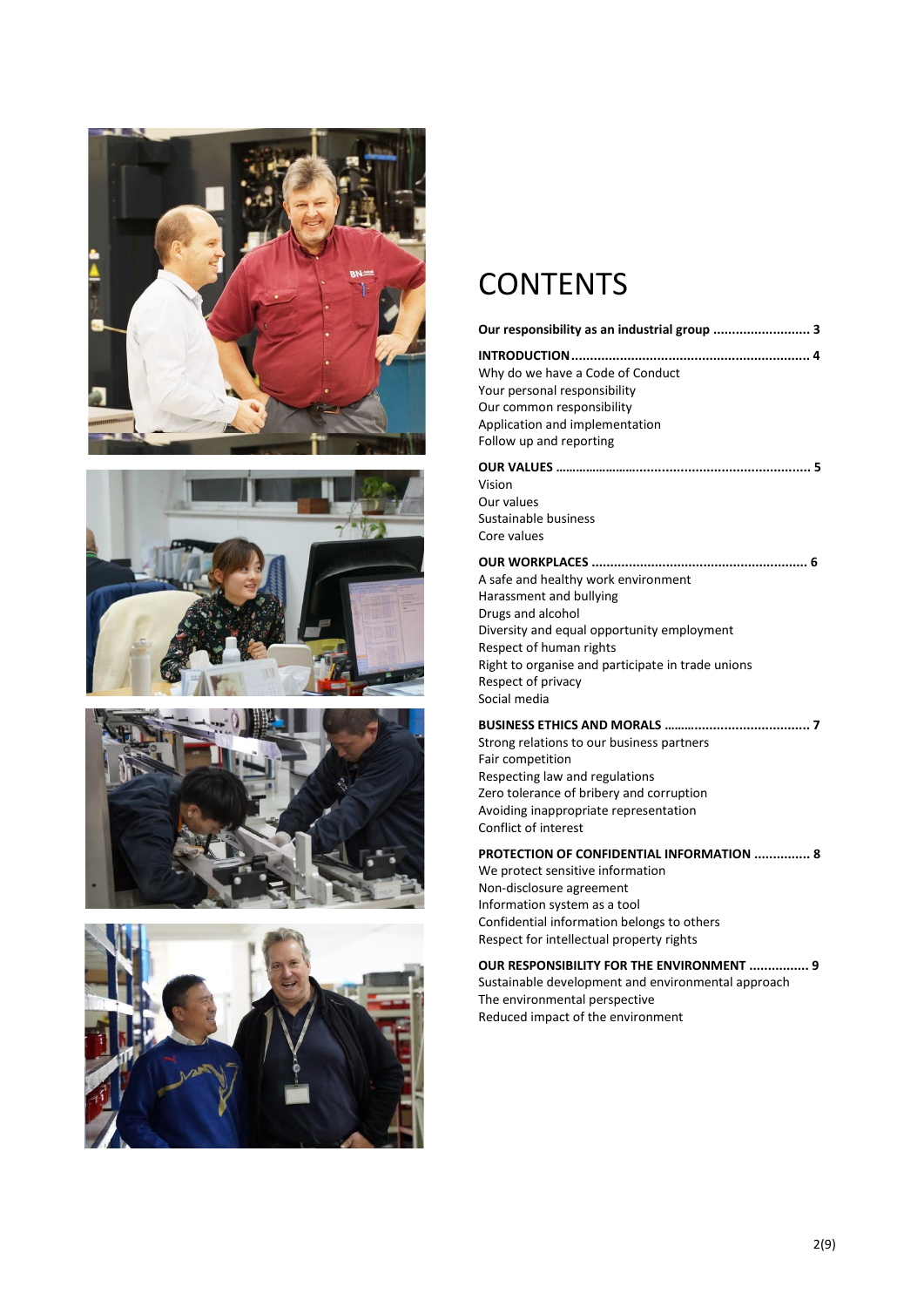# CONTENTS

**Our responsibility as an industrial group .......................... 3**

**INTRODUCTION ............................................................... 4**

Why do we have a Code of Conduct
Your personal responsibility
Our common responsibility
Application and implementation
Follow up and reporting

**OUR VALUES ..................................................................... 5**

Vision
Our values
Sustainable business
Core values

**OUR WORKPLACES ........................................................... 6**

A safe and healthy work environment
Harassment and bullying
Drugs and alcohol
Diversity and equal opportunity employment
Respect of human rights
Right to organise and participate in trade unions
Respect of privacy
Social media

**BUSINESS ETHICS AND MORALS ........................................ 7**

Strong relations to our business partners
Fair competition
Respecting law and regulations
Zero tolerance of bribery and corruption
Avoiding inappropriate representation
Conflict of interest

**PROTECTION OF CONFIDENTIAL INFORMATION ............... 8**

We protect sensitive information
Non-disclosure agreement
Information system as a tool
Confidential information belongs to others
Respect for intellectual property rights

**OUR RESPONSIBILITY FOR THE ENVIRONMENT ................ 9**

Sustainable development and environmental approach
The environmental perspective
Reduced impact of the environment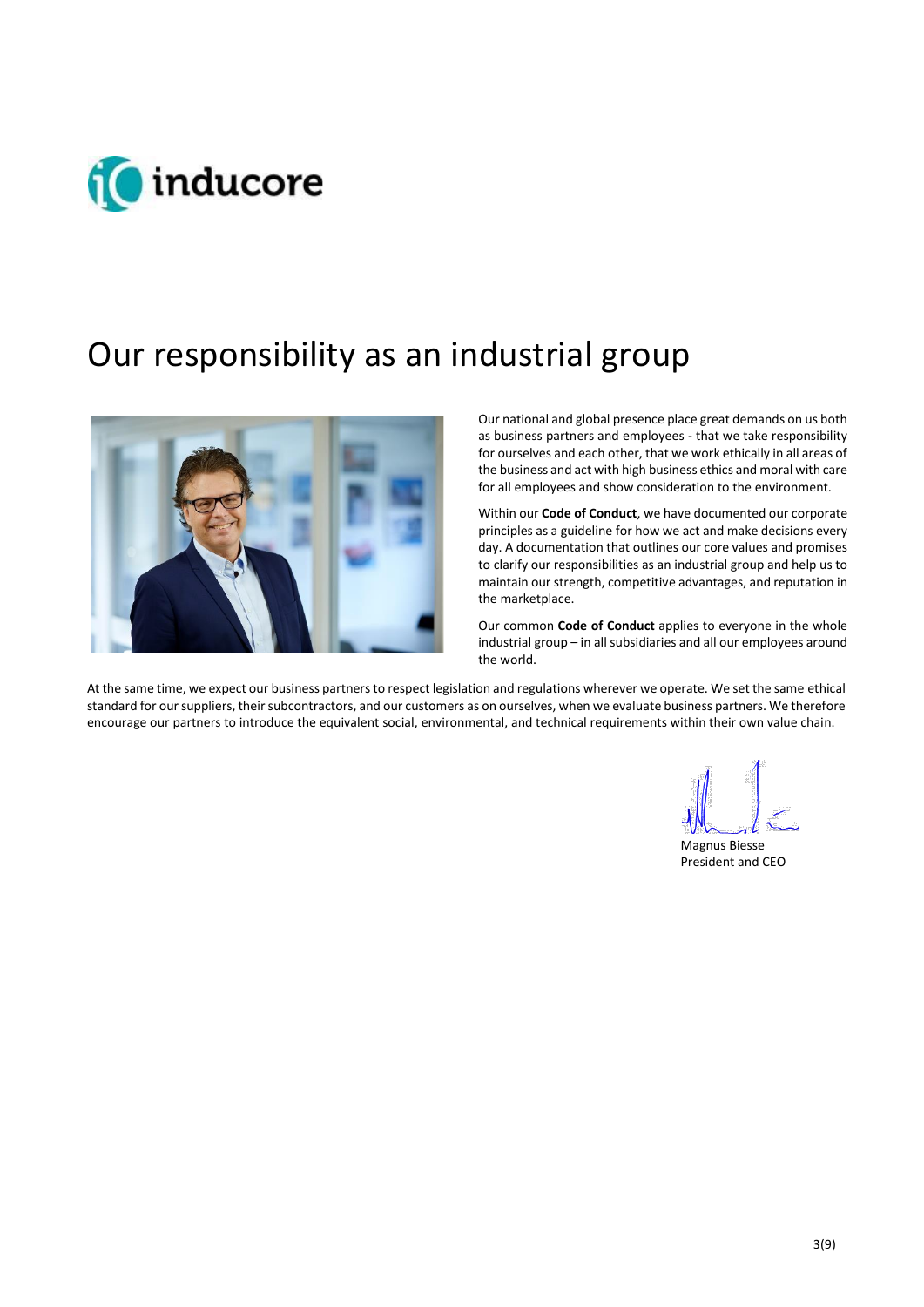# Our responsibility as an industrial group

Our national and global presence place great demands on us both as business partners and employees - that we take responsibility for ourselves and each other, that we work ethically in all areas of the business and act with high business ethics and moral with care for all employees and show consideration to the environment.

Within our **Code of Conduct**, we have documented our corporate principles as a guideline for how we act and make decisions every day. A documentation that outlines our core values and promises to clarify our responsibilities as an industrial group and help us to maintain our strength, competitive advantages, and reputation in the marketplace.

Our common **Code of Conduct** applies to everyone in the whole industrial group – in all subsidiaries and all our employees around the world.

At the same time, we expect our business partners to respect legislation and regulations wherever we operate. We set the same ethical standard for our suppliers, their subcontractors, and our customers as on ourselves, when we evaluate business partners. We therefore encourage our partners to introduce the equivalent social, environmental, and technical requirements within their own value chain.

Magnus Biesse
President and CEO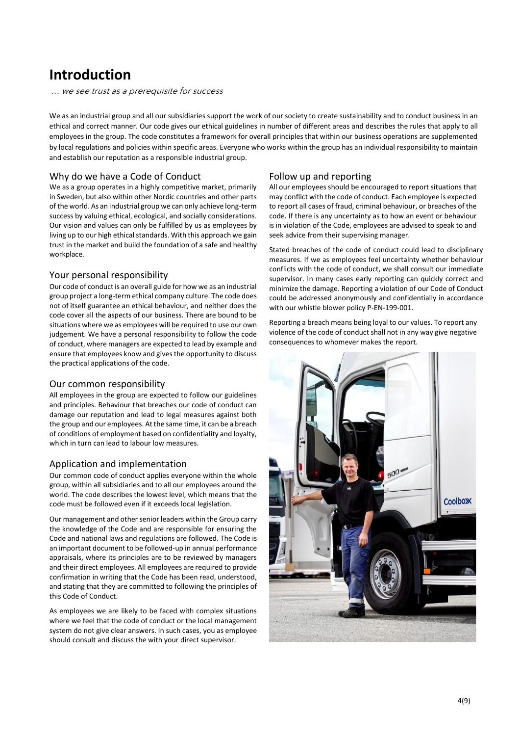# Introduction

*… we see trust as a prerequisite for success*

We as an industrial group and all our subsidiaries support the work of our society to create sustainability and to conduct business in an ethical and correct manner. Our code gives our ethical guidelines in number of different areas and describes the rules that apply to all employees in the group. The code constitutes a framework for overall principles that within our business operations are supplemented by local regulations and policies within specific areas. Everyone who works within the group has an individual responsibility to maintain and establish our reputation as a responsible industrial group.

## Why do we have a Code of Conduct

We as a group operates in a highly competitive market, primarily in Sweden, but also within other Nordic countries and other parts of the world. As an industrial group we can only achieve long-term success by valuing ethical, ecological, and socially considerations. Our vision and values can only be fulfilled by us as employees by living up to our high ethical standards. With this approach we gain trust in the market and build the foundation of a safe and healthy workplace.

## Your personal responsibility

Our code of conduct is an overall guide for how we as an industrial group project a long-term ethical company culture. The code does not of itself guarantee an ethical behaviour, and neither does the code cover all the aspects of our business. There are bound to be situations where we as employees will be required to use our own judgement. We have a personal responsibility to follow the code of conduct, where managers are expected to lead by example and ensure that employees know and gives the opportunity to discuss the practical applications of the code.

## Our common responsibility

All employees in the group are expected to follow our guidelines and principles. Behaviour that breaches our code of conduct can damage our reputation and lead to legal measures against both the group and our employees. At the same time, it can be a breach of conditions of employment based on confidentiality and loyalty, which in turn can lead to labour low measures.

## Application and implementation

Our common code of conduct applies everyone within the whole group, within all subsidiaries and to all our employees around the world. The code describes the lowest level, which means that the code must be followed even if it exceeds local legislation.

Our management and other senior leaders within the Group carry the knowledge of the Code and are responsible for ensuring the Code and national laws and regulations are followed. The Code is an important document to be followed-up in annual performance appraisals, where its principles are to be reviewed by managers and their direct employees. All employees are required to provide confirmation in writing that the Code has been read, understood, and stating that they are committed to following the principles of this Code of Conduct.

As employees we are likely to be faced with complex situations where we feel that the code of conduct or the local management system do not give clear answers. In such cases, you as employee should consult and discuss the with your direct supervisor.

## Follow up and reporting

All our employees should be encouraged to report situations that may conflict with the code of conduct. Each employee is expected to report all cases of fraud, criminal behaviour, or breaches of the code. If there is any uncertainty as to how an event or behaviour is in violation of the Code, employees are advised to speak to and seek advice from their supervising manager.

Stated breaches of the code of conduct could lead to disciplinary measures. If we as employees feel uncertainty whether behaviour conflicts with the code of conduct, we shall consult our immediate supervisor. In many cases early reporting can quickly correct and minimize the damage. Reporting a violation of our Code of Conduct could be addressed anonymously and confidentially in accordance with our whistle blower policy P-EN-199-001.

Reporting a breach means being loyal to our values. To report any violence of the code of conduct shall not in any way give negative consequences to whomever makes the report.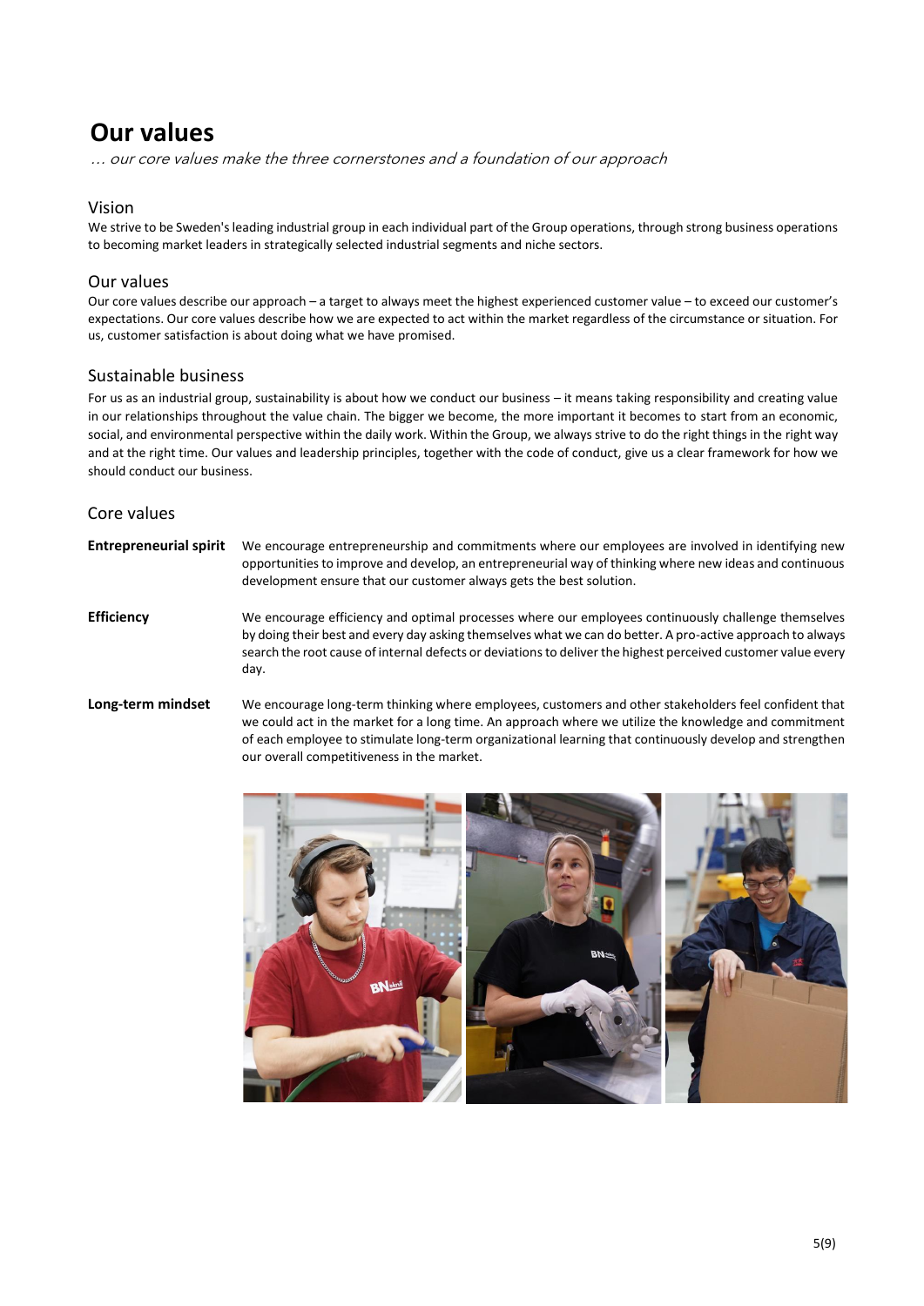# Our values

*… our core values make the three cornerstones and a foundation of our approach*

## Vision

We strive to be Sweden's leading industrial group in each individual part of the Group operations, through strong business operations to becoming market leaders in strategically selected industrial segments and niche sectors.

## Our values

Our core values describe our approach – a target to always meet the highest experienced customer value – to exceed our customer's expectations. Our core values describe how we are expected to act within the market regardless of the circumstance or situation. For us, customer satisfaction is about doing what we have promised.

## Sustainable business

For us as an industrial group, sustainability is about how we conduct our business – it means taking responsibility and creating value in our relationships throughout the value chain. The bigger we become, the more important it becomes to start from an economic, social, and environmental perspective within the daily work. Within the Group, we always strive to do the right things in the right way and at the right time. Our values and leadership principles, together with the code of conduct, give us a clear framework for how we should conduct our business.

## Core values

**Entrepreneurial spirit** We encourage entrepreneurship and commitments where our employees are involved in identifying new opportunities to improve and develop, an entrepreneurial way of thinking where new ideas and continuous development ensure that our customer always gets the best solution.

**Efficiency** We encourage efficiency and optimal processes where our employees continuously challenge themselves by doing their best and every day asking themselves what we can do better. A pro-active approach to always search the root cause of internal defects or deviations to deliver the highest perceived customer value every day.

**Long-term mindset** We encourage long-term thinking where employees, customers and other stakeholders feel confident that we could act in the market for a long time. An approach where we utilize the knowledge and commitment of each employee to stimulate long-term organizational learning that continuously develop and strengthen our overall competitiveness in the market.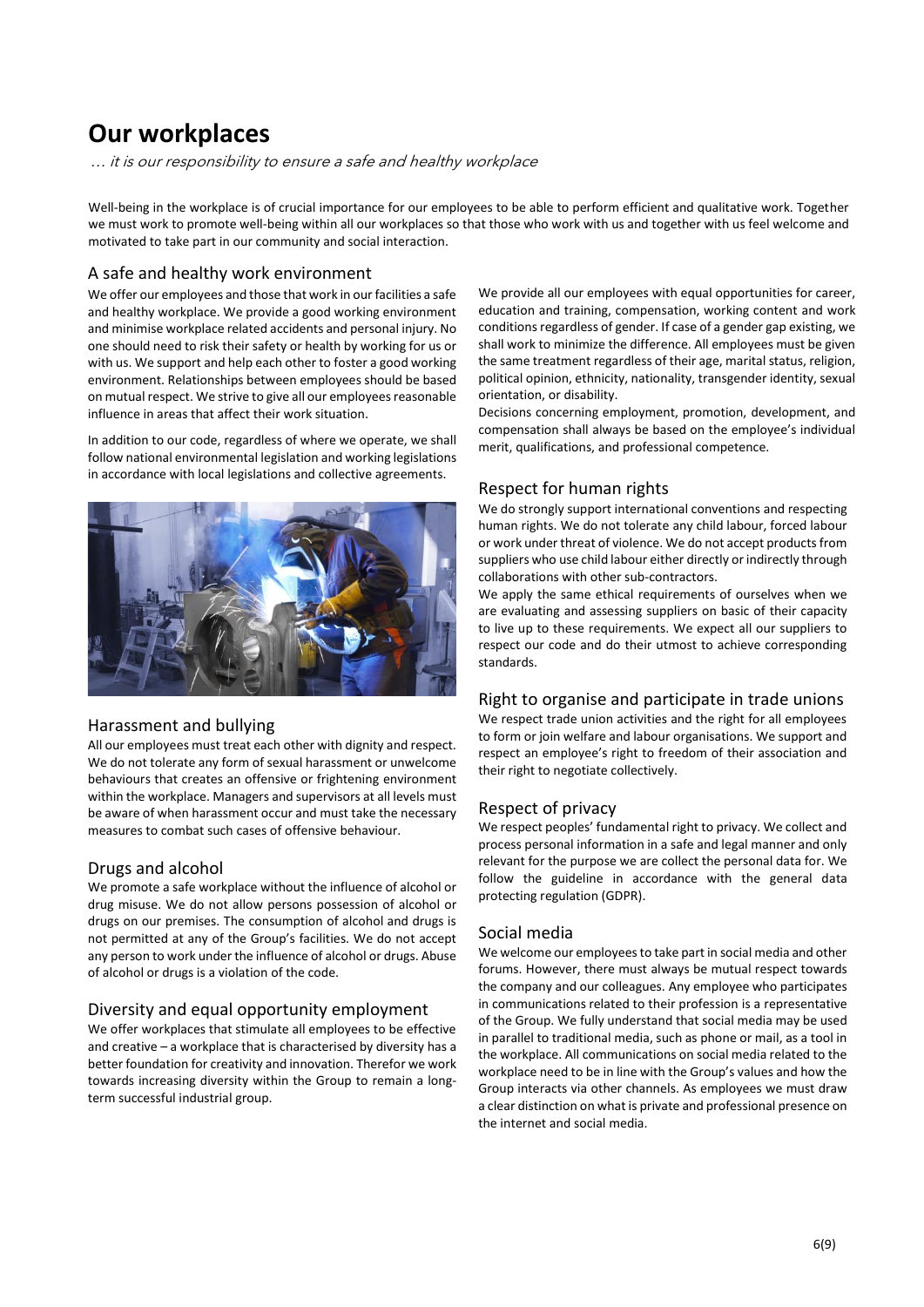# Our workplaces

*… it is our responsibility to ensure a safe and healthy workplace*

Well-being in the workplace is of crucial importance for our employees to be able to perform efficient and qualitative work. Together we must work to promote well-being within all our workplaces so that those who work with us and together with us feel welcome and motivated to take part in our community and social interaction.

## A safe and healthy work environment

We offer our employees and those that work in our facilities a safe and healthy workplace. We provide a good working environment and minimise workplace related accidents and personal injury. No one should need to risk their safety or health by working for us or with us. We support and help each other to foster a good working environment. Relationships between employees should be based on mutual respect. We strive to give all our employees reasonable influence in areas that affect their work situation.

In addition to our code, regardless of where we operate, we shall follow national environmental legislation and working legislations in accordance with local legislations and collective agreements.

## Harassment and bullying

All our employees must treat each other with dignity and respect. We do not tolerate any form of sexual harassment or unwelcome behaviours that creates an offensive or frightening environment within the workplace. Managers and supervisors at all levels must be aware of when harassment occur and must take the necessary measures to combat such cases of offensive behaviour.

## Drugs and alcohol

We promote a safe workplace without the influence of alcohol or drug misuse. We do not allow persons possession of alcohol or drugs on our premises. The consumption of alcohol and drugs is not permitted at any of the Group's facilities. We do not accept any person to work under the influence of alcohol or drugs. Abuse of alcohol or drugs is a violation of the code.

## Diversity and equal opportunity employment

We offer workplaces that stimulate all employees to be effective and creative – a workplace that is characterised by diversity has a better foundation for creativity and innovation. Therefor we work towards increasing diversity within the Group to remain a long-term successful industrial group.

We provide all our employees with equal opportunities for career, education and training, compensation, working content and work conditions regardless of gender. If case of a gender gap existing, we shall work to minimize the difference. All employees must be given the same treatment regardless of their age, marital status, religion, political opinion, ethnicity, nationality, transgender identity, sexual orientation, or disability.

Decisions concerning employment, promotion, development, and compensation shall always be based on the employee's individual merit, qualifications, and professional competence.

## Respect for human rights

We do strongly support international conventions and respecting human rights. We do not tolerate any child labour, forced labour or work under threat of violence. We do not accept products from suppliers who use child labour either directly or indirectly through collaborations with other sub-contractors.

We apply the same ethical requirements of ourselves when we are evaluating and assessing suppliers on basic of their capacity to live up to these requirements. We expect all our suppliers to respect our code and do their utmost to achieve corresponding standards.

## Right to organise and participate in trade unions

We respect trade union activities and the right for all employees to form or join welfare and labour organisations. We support and respect an employee's right to freedom of their association and their right to negotiate collectively.

## Respect of privacy

We respect peoples' fundamental right to privacy. We collect and process personal information in a safe and legal manner and only relevant for the purpose we are collect the personal data for. We follow the guideline in accordance with the general data protecting regulation (GDPR).

## Social media

We welcome our employees to take part in social media and other forums. However, there must always be mutual respect towards the company and our colleagues. Any employee who participates in communications related to their profession is a representative of the Group. We fully understand that social media may be used in parallel to traditional media, such as phone or mail, as a tool in the workplace. All communications on social media related to the workplace need to be in line with the Group's values and how the Group interacts via other channels. As employees we must draw a clear distinction on what is private and professional presence on the internet and social media.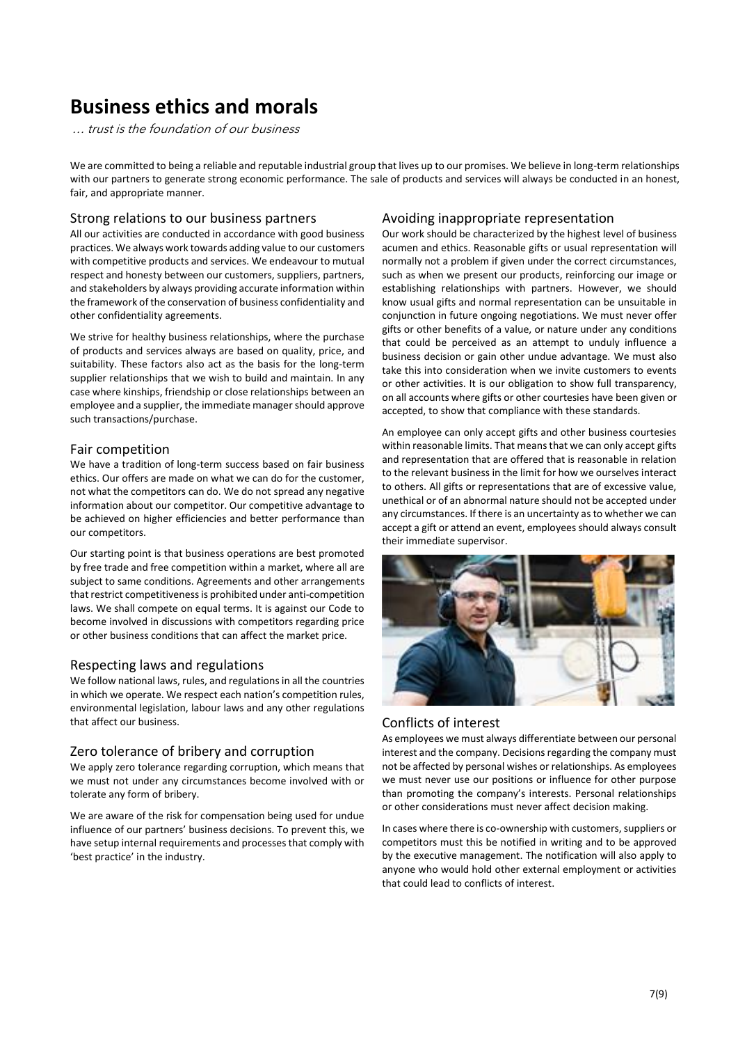# Business ethics and morals

*… trust is the foundation of our business*

We are committed to being a reliable and reputable industrial group that lives up to our promises. We believe in long-term relationships with our partners to generate strong economic performance. The sale of products and services will always be conducted in an honest, fair, and appropriate manner.

## Strong relations to our business partners

All our activities are conducted in accordance with good business practices. We always work towards adding value to our customers with competitive products and services. We endeavour to mutual respect and honesty between our customers, suppliers, partners, and stakeholders by always providing accurate information within the framework of the conservation of business confidentiality and other confidentiality agreements.

We strive for healthy business relationships, where the purchase of products and services always are based on quality, price, and suitability. These factors also act as the basis for the long-term supplier relationships that we wish to build and maintain. In any case where kinships, friendship or close relationships between an employee and a supplier, the immediate manager should approve such transactions/purchase.

## Fair competition

We have a tradition of long-term success based on fair business ethics. Our offers are made on what we can do for the customer, not what the competitors can do. We do not spread any negative information about our competitor. Our competitive advantage to be achieved on higher efficiencies and better performance than our competitors.

Our starting point is that business operations are best promoted by free trade and free competition within a market, where all are subject to same conditions. Agreements and other arrangements that restrict competitiveness is prohibited under anti-competition laws. We shall compete on equal terms. It is against our Code to become involved in discussions with competitors regarding price or other business conditions that can affect the market price.

## Respecting laws and regulations

We follow national laws, rules, and regulations in all the countries in which we operate. We respect each nation's competition rules, environmental legislation, labour laws and any other regulations that affect our business.

## Zero tolerance of bribery and corruption

We apply zero tolerance regarding corruption, which means that we must not under any circumstances become involved with or tolerate any form of bribery.

We are aware of the risk for compensation being used for undue influence of our partners' business decisions. To prevent this, we have setup internal requirements and processes that comply with 'best practice' in the industry.

## Avoiding inappropriate representation

Our work should be characterized by the highest level of business acumen and ethics. Reasonable gifts or usual representation will normally not a problem if given under the correct circumstances, such as when we present our products, reinforcing our image or establishing relationships with partners. However, we should know usual gifts and normal representation can be unsuitable in conjunction in future ongoing negotiations. We must never offer gifts or other benefits of a value, or nature under any conditions that could be perceived as an attempt to unduly influence a business decision or gain other undue advantage. We must also take this into consideration when we invite customers to events or other activities. It is our obligation to show full transparency, on all accounts where gifts or other courtesies have been given or accepted, to show that compliance with these standards.

An employee can only accept gifts and other business courtesies within reasonable limits. That means that we can only accept gifts and representation that are offered that is reasonable in relation to the relevant business in the limit for how we ourselves interact to others. All gifts or representations that are of excessive value, unethical or of an abnormal nature should not be accepted under any circumstances. If there is an uncertainty as to whether we can accept a gift or attend an event, employees should always consult their immediate supervisor.

## Conflicts of interest

As employees we must always differentiate between our personal interest and the company. Decisions regarding the company must not be affected by personal wishes or relationships. As employees we must never use our positions or influence for other purpose than promoting the company's interests. Personal relationships or other considerations must never affect decision making.

In cases where there is co-ownership with customers, suppliers or competitors must this be notified in writing and to be approved by the executive management. The notification will also apply to anyone who would hold other external employment or activities that could lead to conflicts of interest.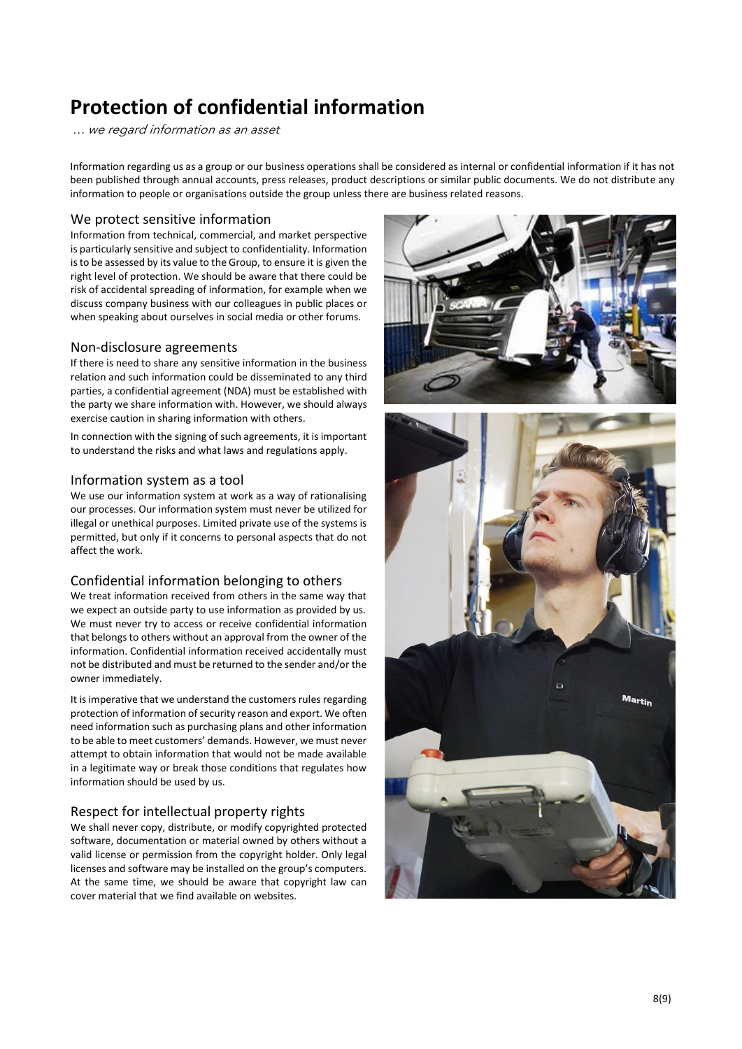# Protection of confidential information

*… we regard information as an asset*

Information regarding us as a group or our business operations shall be considered as internal or confidential information if it has not been published through annual accounts, press releases, product descriptions or similar public documents. We do not distribute any information to people or organisations outside the group unless there are business related reasons.

## We protect sensitive information

Information from technical, commercial, and market perspective is particularly sensitive and subject to confidentiality. Information is to be assessed by its value to the Group, to ensure it is given the right level of protection. We should be aware that there could be risk of accidental spreading of information, for example when we discuss company business with our colleagues in public places or when speaking about ourselves in social media or other forums.

## Non-disclosure agreements

If there is need to share any sensitive information in the business relation and such information could be disseminated to any third parties, a confidential agreement (NDA) must be established with the party we share information with. However, we should always exercise caution in sharing information with others.

In connection with the signing of such agreements, it is important to understand the risks and what laws and regulations apply.

## Information system as a tool

We use our information system at work as a way of rationalising our processes. Our information system must never be utilized for illegal or unethical purposes. Limited private use of the systems is permitted, but only if it concerns to personal aspects that do not affect the work.

## Confidential information belonging to others

We treat information received from others in the same way that we expect an outside party to use information as provided by us. We must never try to access or receive confidential information that belongs to others without an approval from the owner of the information. Confidential information received accidentally must not be distributed and must be returned to the sender and/or the owner immediately.

It is imperative that we understand the customers rules regarding protection of information of security reason and export. We often need information such as purchasing plans and other information to be able to meet customers' demands. However, we must never attempt to obtain information that would not be made available in a legitimate way or break those conditions that regulates how information should be used by us.

## Respect for intellectual property rights

We shall never copy, distribute, or modify copyrighted protected software, documentation or material owned by others without a valid license or permission from the copyright holder. Only legal licenses and software may be installed on the group's computers. At the same time, we should be aware that copyright law can cover material that we find available on websites.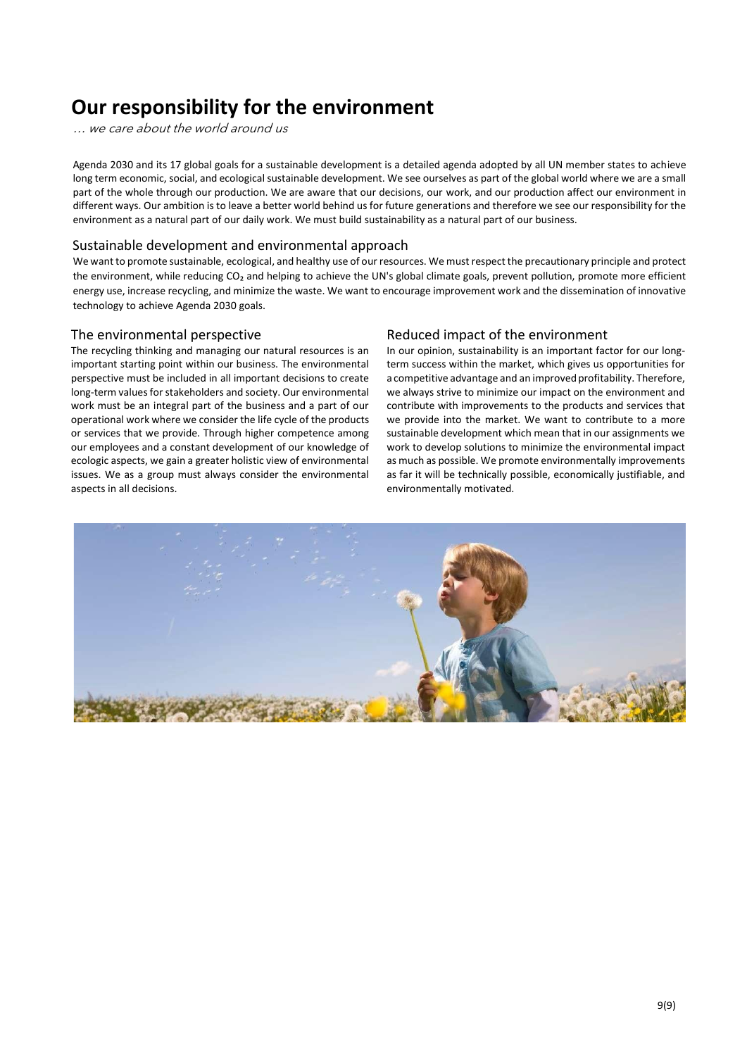# Our responsibility for the environment

*… we care about the world around us*

Agenda 2030 and its 17 global goals for a sustainable development is a detailed agenda adopted by all UN member states to achieve long term economic, social, and ecological sustainable development. We see ourselves as part of the global world where we are a small part of the whole through our production. We are aware that our decisions, our work, and our production affect our environment in different ways. Our ambition is to leave a better world behind us for future generations and therefore we see our responsibility for the environment as a natural part of our daily work. We must build sustainability as a natural part of our business.

## Sustainable development and environmental approach

We want to promote sustainable, ecological, and healthy use of our resources. We must respect the precautionary principle and protect the environment, while reducing $CO_2$ and helping to achieve the UN's global climate goals, prevent pollution, promote more efficient energy use, increase recycling, and minimize the waste. We want to encourage improvement work and the dissemination of innovative technology to achieve Agenda 2030 goals.

## The environmental perspective

The recycling thinking and managing our natural resources is an important starting point within our business. The environmental perspective must be included in all important decisions to create long-term values for stakeholders and society. Our environmental work must be an integral part of the business and a part of our operational work where we consider the life cycle of the products or services that we provide. Through higher competence among our employees and a constant development of our knowledge of ecologic aspects, we gain a greater holistic view of environmental issues. We as a group must always consider the environmental aspects in all decisions.

## Reduced impact of the environment

In our opinion, sustainability is an important factor for our long-term success within the market, which gives us opportunities for a competitive advantage and an improved profitability. Therefore, we always strive to minimize our impact on the environment and contribute with improvements to the products and services that we provide into the market. We want to contribute to a more sustainable development which mean that in our assignments we work to develop solutions to minimize the environmental impact as much as possible. We promote environmentally improvements as far it will be technically possible, economically justifiable, and environmentally motivated.